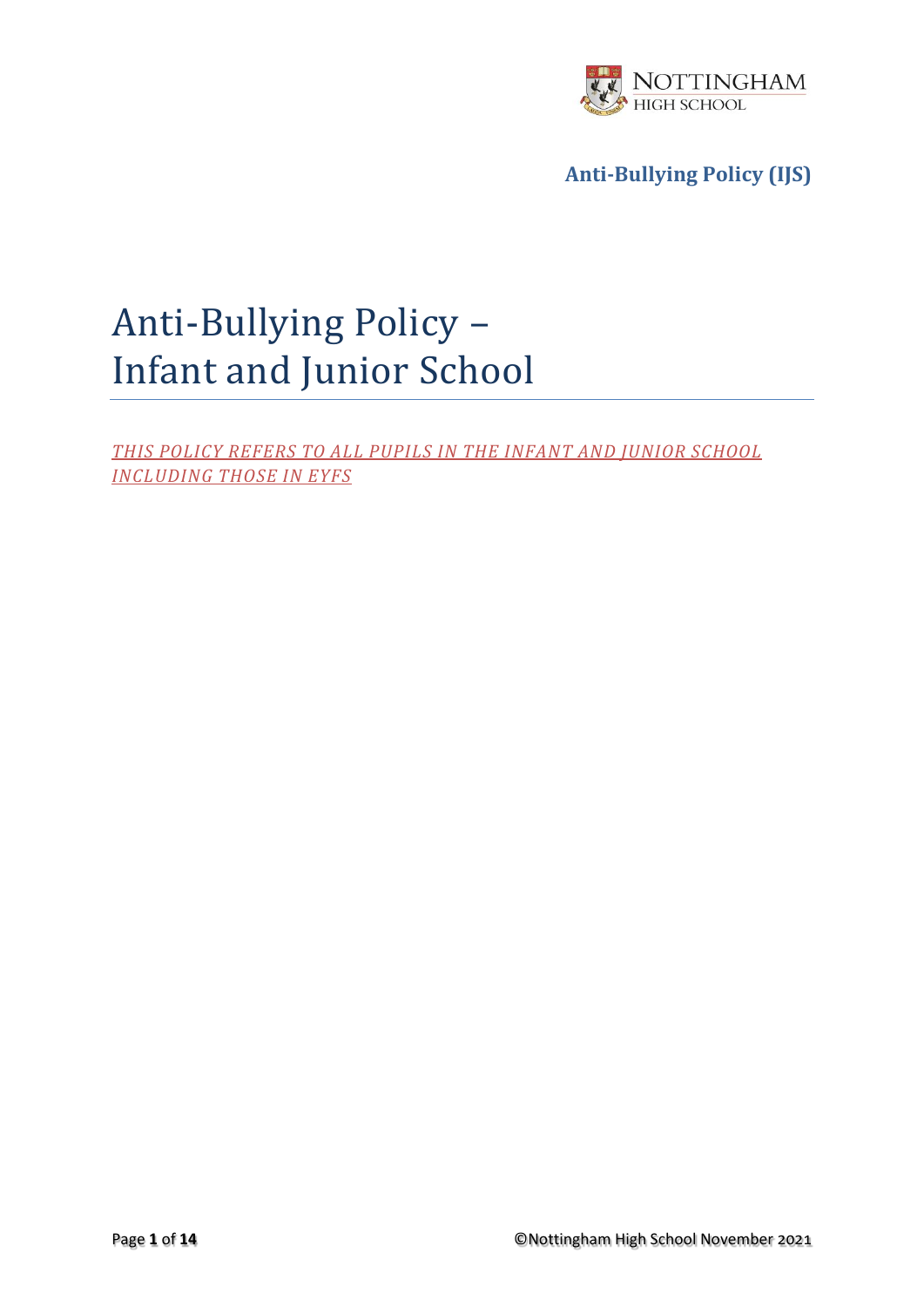# Anti-Bullying Policy – Infant and Junior School

*THIS POLICY REFERS TO ALL PUPILS IN THE INFANT AND JUNIOR SCHOOL INCLUDING THOSE IN EYFS*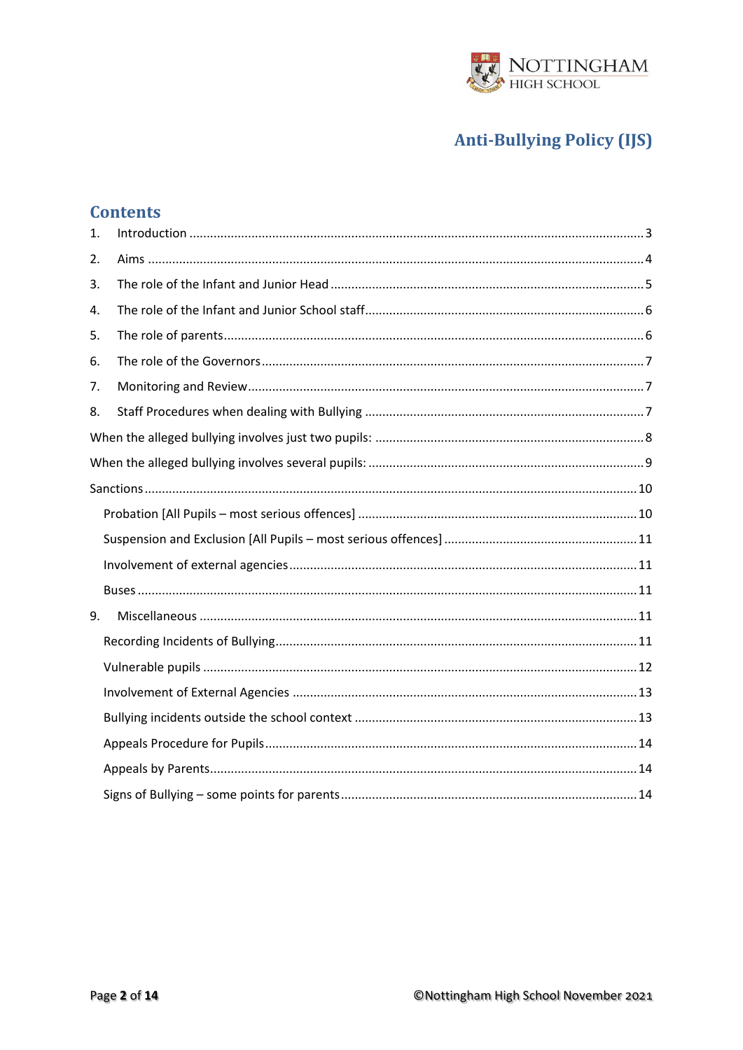# Anti-Bullying Policy (IJS)

## Contents

1. Introduction ........ 3
2. Aims ........ 4
3. The role of the Infant and Junior Head ........ 5
4. The role of the Infant and Junior School staff ........ 6
5. The role of parents ........ 6
6. The role of the Governors ........ 7
7. Monitoring and Review ........ 7
8. Staff Procedures when dealing with Bullying ........ 7

When the alleged bullying involves just two pupils: ........ 8

When the alleged bullying involves several pupils: ........ 9

Sanctions ........ 10

- Probation [All Pupils – most serious offences] ........ 10
- Suspension and Exclusion [All Pupils – most serious offences] ........ 11
- Involvement of external agencies ........ 11
- Buses ........ 11

9. Miscellaneous ........ 11
   - Recording Incidents of Bullying ........ 11
   - Vulnerable pupils ........ 12
   - Involvement of External Agencies ........ 13
   - Bullying incidents outside the school context ........ 13
   - Appeals Procedure for Pupils ........ 14
   - Appeals by Parents ........ 14
   - Signs of Bullying – some points for parents ........ 14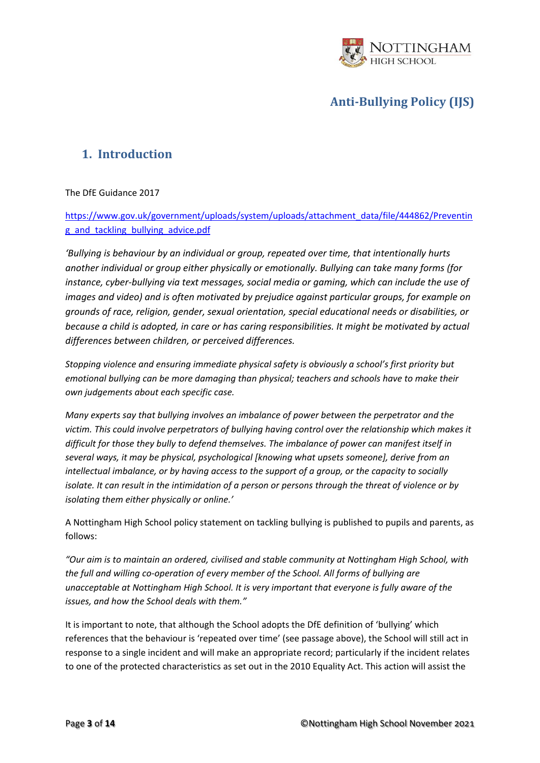# Anti-Bullying Policy (IJS)

## 1. Introduction

The DfE Guidance 2017

https://www.gov.uk/government/uploads/system/uploads/attachment_data/file/444862/Preventing_and_tackling_bullying_advice.pdf

*'Bullying is behaviour by an individual or group, repeated over time, that intentionally hurts another individual or group either physically or emotionally. Bullying can take many forms (for instance, cyber-bullying via text messages, social media or gaming, which can include the use of images and video) and is often motivated by prejudice against particular groups, for example on grounds of race, religion, gender, sexual orientation, special educational needs or disabilities, or because a child is adopted, in care or has caring responsibilities. It might be motivated by actual differences between children, or perceived differences.*

*Stopping violence and ensuring immediate physical safety is obviously a school's first priority but emotional bullying can be more damaging than physical; teachers and schools have to make their own judgements about each specific case.*

*Many experts say that bullying involves an imbalance of power between the perpetrator and the victim. This could involve perpetrators of bullying having control over the relationship which makes it difficult for those they bully to defend themselves. The imbalance of power can manifest itself in several ways, it may be physical, psychological [knowing what upsets someone], derive from an intellectual imbalance, or by having access to the support of a group, or the capacity to socially isolate. It can result in the intimidation of a person or persons through the threat of violence or by isolating them either physically or online.'*

A Nottingham High School policy statement on tackling bullying is published to pupils and parents, as follows:

*"Our aim is to maintain an ordered, civilised and stable community at Nottingham High School, with the full and willing co-operation of every member of the School. All forms of bullying are unacceptable at Nottingham High School. It is very important that everyone is fully aware of the issues, and how the School deals with them."*

It is important to note, that although the School adopts the DfE definition of 'bullying' which references that the behaviour is 'repeated over time' (see passage above), the School will still act in response to a single incident and will make an appropriate record; particularly if the incident relates to one of the protected characteristics as set out in the 2010 Equality Act. This action will assist the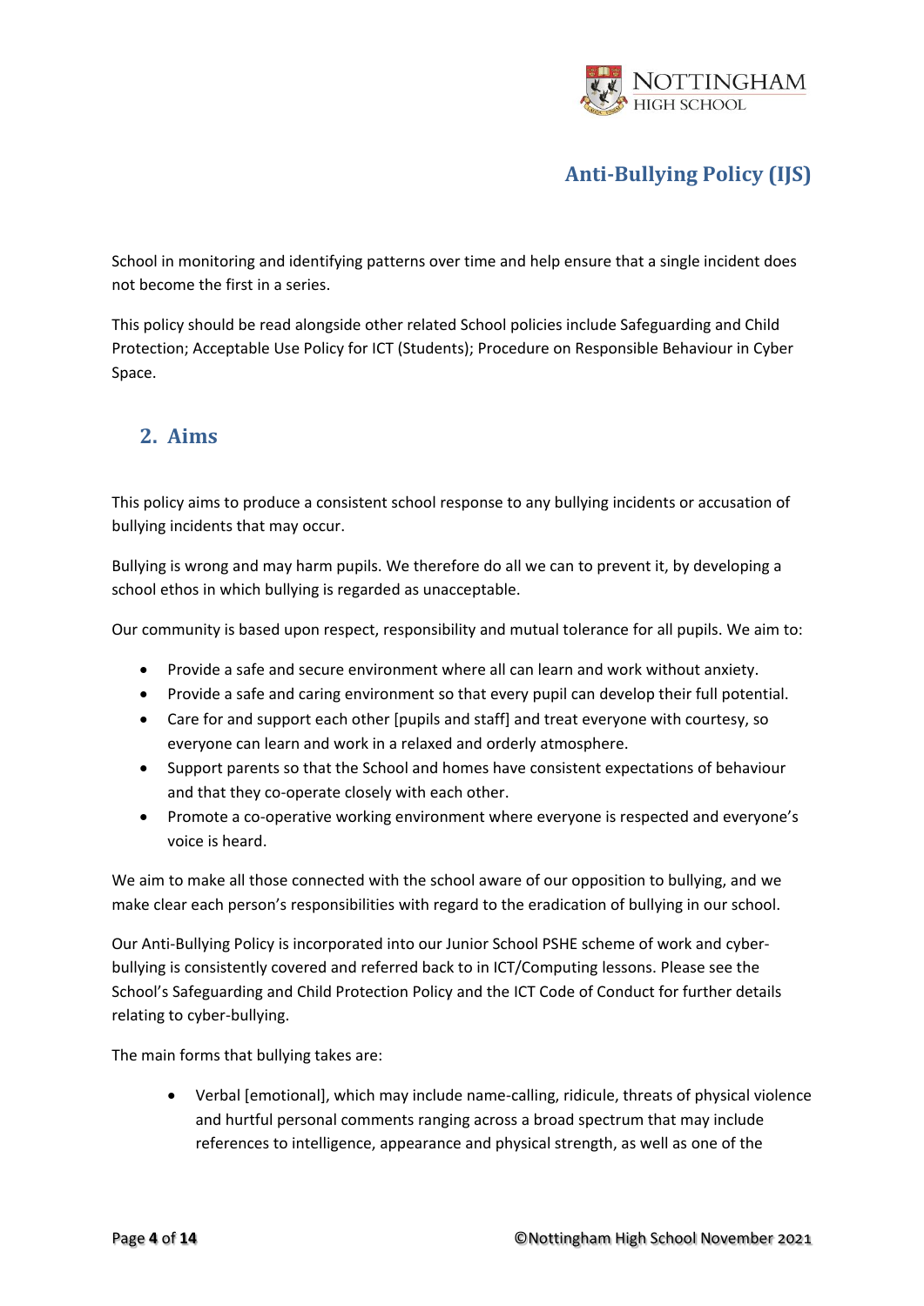School in monitoring and identifying patterns over time and help ensure that a single incident does not become the first in a series.

This policy should be read alongside other related School policies include Safeguarding and Child Protection; Acceptable Use Policy for ICT (Students); Procedure on Responsible Behaviour in Cyber Space.

## 2. Aims

This policy aims to produce a consistent school response to any bullying incidents or accusation of bullying incidents that may occur.

Bullying is wrong and may harm pupils. We therefore do all we can to prevent it, by developing a school ethos in which bullying is regarded as unacceptable.

Our community is based upon respect, responsibility and mutual tolerance for all pupils. We aim to:

- Provide a safe and secure environment where all can learn and work without anxiety.
- Provide a safe and caring environment so that every pupil can develop their full potential.
- Care for and support each other [pupils and staff] and treat everyone with courtesy, so everyone can learn and work in a relaxed and orderly atmosphere.
- Support parents so that the School and homes have consistent expectations of behaviour and that they co-operate closely with each other.
- Promote a co-operative working environment where everyone is respected and everyone's voice is heard.

We aim to make all those connected with the school aware of our opposition to bullying, and we make clear each person's responsibilities with regard to the eradication of bullying in our school.

Our Anti-Bullying Policy is incorporated into our Junior School PSHE scheme of work and cyber-bullying is consistently covered and referred back to in ICT/Computing lessons. Please see the School's Safeguarding and Child Protection Policy and the ICT Code of Conduct for further details relating to cyber-bullying.

The main forms that bullying takes are:

- Verbal [emotional], which may include name-calling, ridicule, threats of physical violence and hurtful personal comments ranging across a broad spectrum that may include references to intelligence, appearance and physical strength, as well as one of the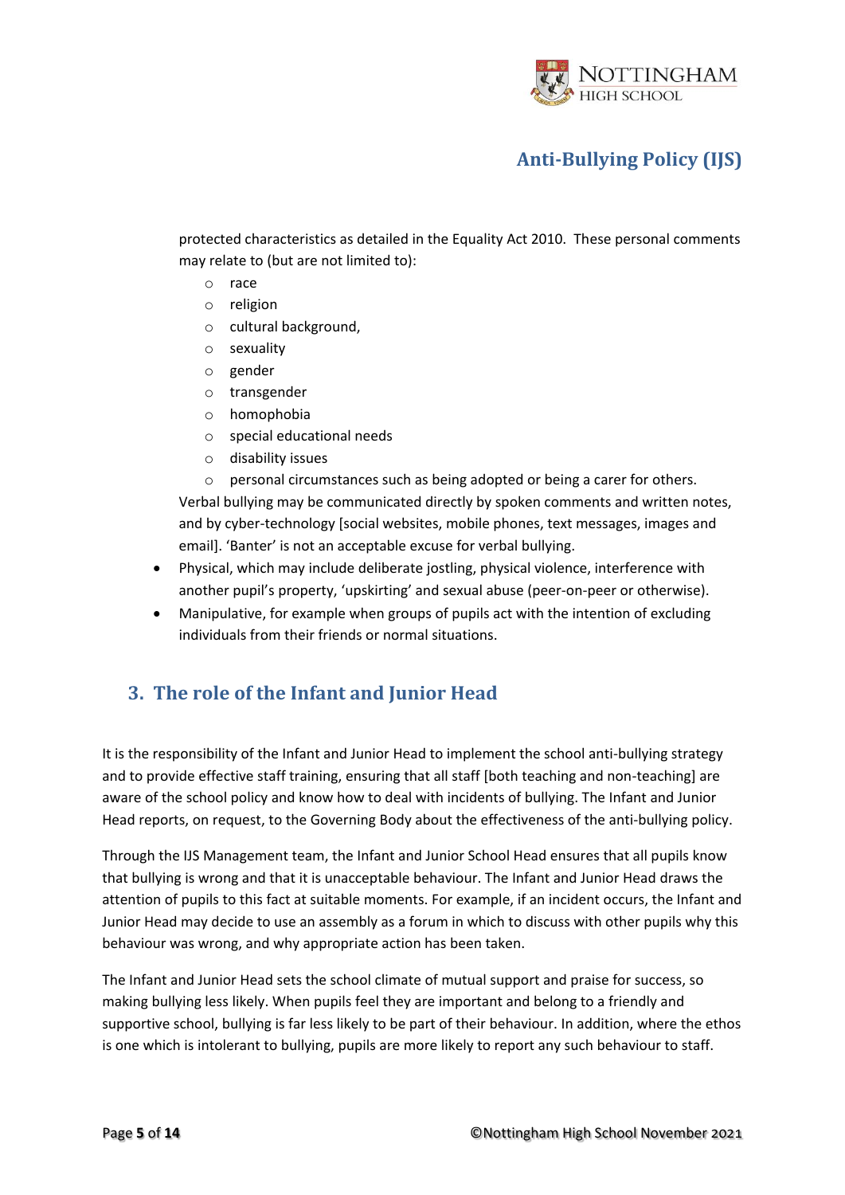protected characteristics as detailed in the Equality Act 2010. These personal comments may relate to (but are not limited to):

  - race
  - religion
  - cultural background,
  - sexuality
  - gender
  - transgender
  - homophobia
  - special educational needs
  - disability issues
  - personal circumstances such as being adopted or being a carer for others.

  Verbal bullying may be communicated directly by spoken comments and written notes, and by cyber-technology [social websites, mobile phones, text messages, images and email]. 'Banter' is not an acceptable excuse for verbal bullying.

- Physical, which may include deliberate jostling, physical violence, interference with another pupil's property, 'upskirting' and sexual abuse (peer-on-peer or otherwise).
- Manipulative, for example when groups of pupils act with the intention of excluding individuals from their friends or normal situations.

## 3. The role of the Infant and Junior Head

It is the responsibility of the Infant and Junior Head to implement the school anti-bullying strategy and to provide effective staff training, ensuring that all staff [both teaching and non-teaching] are aware of the school policy and know how to deal with incidents of bullying. The Infant and Junior Head reports, on request, to the Governing Body about the effectiveness of the anti-bullying policy.

Through the IJS Management team, the Infant and Junior School Head ensures that all pupils know that bullying is wrong and that it is unacceptable behaviour. The Infant and Junior Head draws the attention of pupils to this fact at suitable moments. For example, if an incident occurs, the Infant and Junior Head may decide to use an assembly as a forum in which to discuss with other pupils why this behaviour was wrong, and why appropriate action has been taken.

The Infant and Junior Head sets the school climate of mutual support and praise for success, so making bullying less likely. When pupils feel they are important and belong to a friendly and supportive school, bullying is far less likely to be part of their behaviour. In addition, where the ethos is one which is intolerant to bullying, pupils are more likely to report any such behaviour to staff.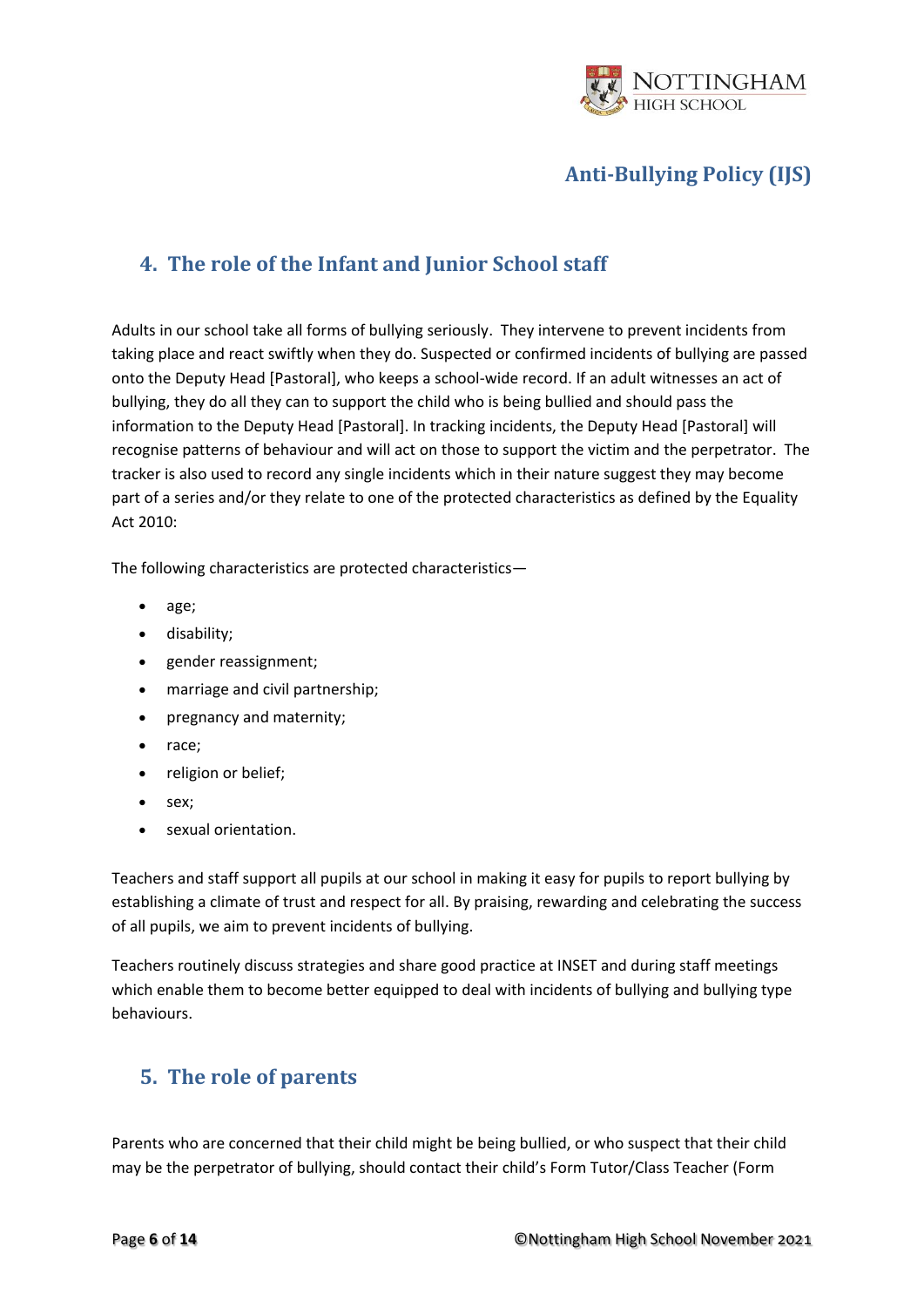## 4. The role of the Infant and Junior School staff

Adults in our school take all forms of bullying seriously. They intervene to prevent incidents from taking place and react swiftly when they do. Suspected or confirmed incidents of bullying are passed onto the Deputy Head [Pastoral], who keeps a school-wide record. If an adult witnesses an act of bullying, they do all they can to support the child who is being bullied and should pass the information to the Deputy Head [Pastoral]. In tracking incidents, the Deputy Head [Pastoral] will recognise patterns of behaviour and will act on those to support the victim and the perpetrator. The tracker is also used to record any single incidents which in their nature suggest they may become part of a series and/or they relate to one of the protected characteristics as defined by the Equality Act 2010:

The following characteristics are protected characteristics—

- age;
- disability;
- gender reassignment;
- marriage and civil partnership;
- pregnancy and maternity;
- race;
- religion or belief;
- sex;
- sexual orientation.

Teachers and staff support all pupils at our school in making it easy for pupils to report bullying by establishing a climate of trust and respect for all. By praising, rewarding and celebrating the success of all pupils, we aim to prevent incidents of bullying.

Teachers routinely discuss strategies and share good practice at INSET and during staff meetings which enable them to become better equipped to deal with incidents of bullying and bullying type behaviours.

## 5. The role of parents

Parents who are concerned that their child might be being bullied, or who suspect that their child may be the perpetrator of bullying, should contact their child's Form Tutor/Class Teacher (Form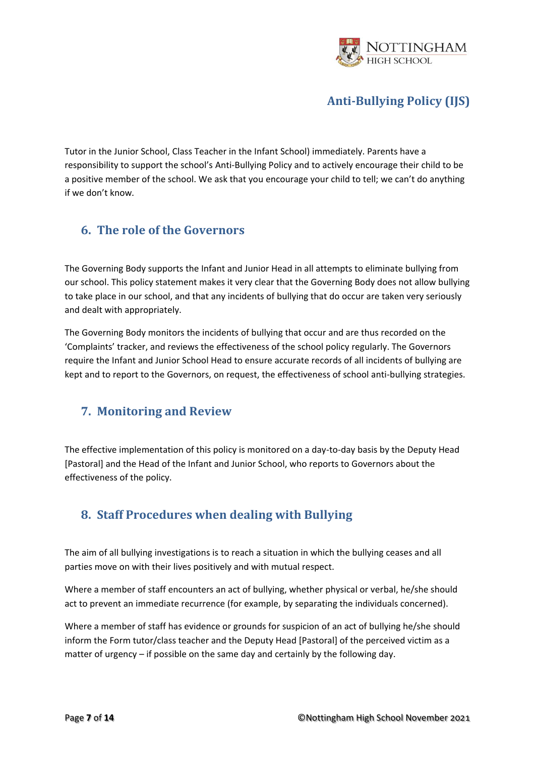Tutor in the Junior School, Class Teacher in the Infant School) immediately. Parents have a responsibility to support the school's Anti-Bullying Policy and to actively encourage their child to be a positive member of the school. We ask that you encourage your child to tell; we can't do anything if we don't know.

## 6. The role of the Governors

The Governing Body supports the Infant and Junior Head in all attempts to eliminate bullying from our school. This policy statement makes it very clear that the Governing Body does not allow bullying to take place in our school, and that any incidents of bullying that do occur are taken very seriously and dealt with appropriately.

The Governing Body monitors the incidents of bullying that occur and are thus recorded on the 'Complaints' tracker, and reviews the effectiveness of the school policy regularly. The Governors require the Infant and Junior School Head to ensure accurate records of all incidents of bullying are kept and to report to the Governors, on request, the effectiveness of school anti-bullying strategies.

## 7. Monitoring and Review

The effective implementation of this policy is monitored on a day-to-day basis by the Deputy Head [Pastoral] and the Head of the Infant and Junior School, who reports to Governors about the effectiveness of the policy.

## 8. Staff Procedures when dealing with Bullying

The aim of all bullying investigations is to reach a situation in which the bullying ceases and all parties move on with their lives positively and with mutual respect.

Where a member of staff encounters an act of bullying, whether physical or verbal, he/she should act to prevent an immediate recurrence (for example, by separating the individuals concerned).

Where a member of staff has evidence or grounds for suspicion of an act of bullying he/she should inform the Form tutor/class teacher and the Deputy Head [Pastoral] of the perceived victim as a matter of urgency – if possible on the same day and certainly by the following day.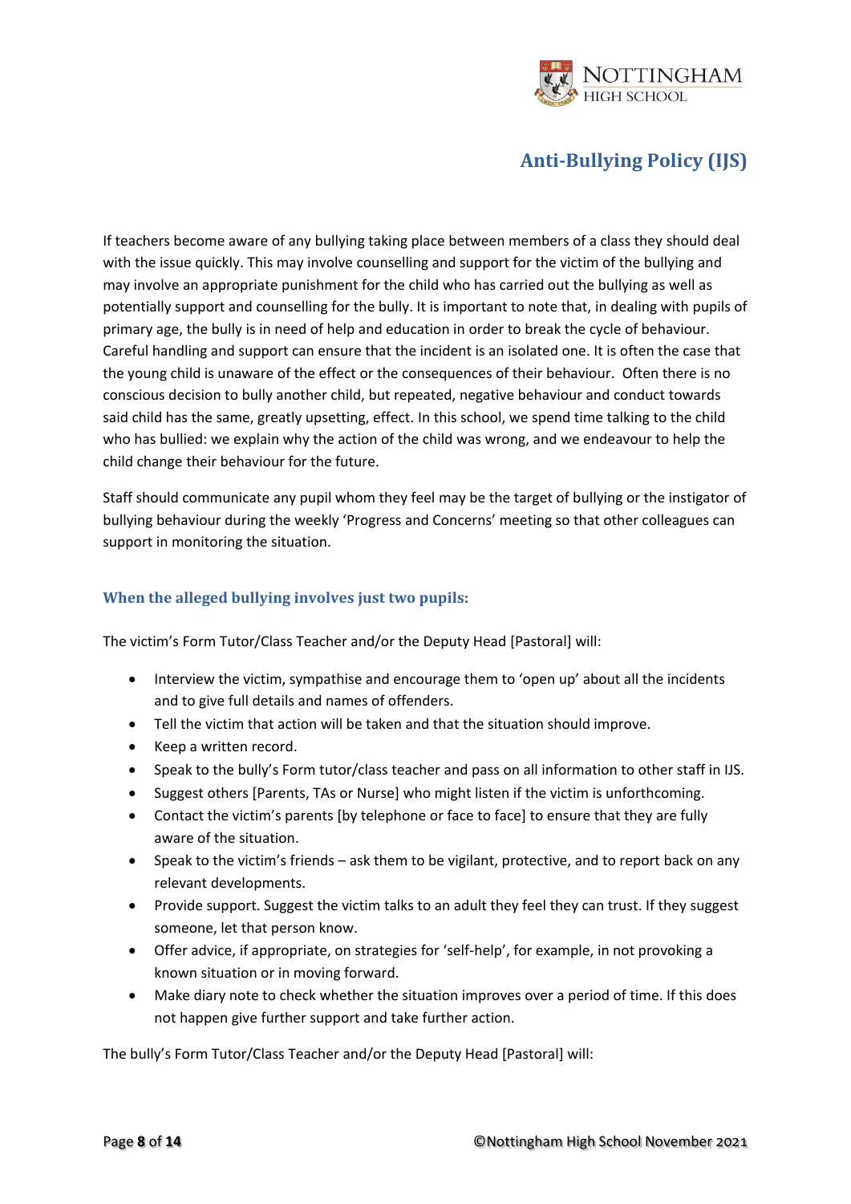If teachers become aware of any bullying taking place between members of a class they should deal with the issue quickly. This may involve counselling and support for the victim of the bullying and may involve an appropriate punishment for the child who has carried out the bullying as well as potentially support and counselling for the bully. It is important to note that, in dealing with pupils of primary age, the bully is in need of help and education in order to break the cycle of behaviour. Careful handling and support can ensure that the incident is an isolated one. It is often the case that the young child is unaware of the effect or the consequences of their behaviour. Often there is no conscious decision to bully another child, but repeated, negative behaviour and conduct towards said child has the same, greatly upsetting, effect. In this school, we spend time talking to the child who has bullied: we explain why the action of the child was wrong, and we endeavour to help the child change their behaviour for the future.

Staff should communicate any pupil whom they feel may be the target of bullying or the instigator of bullying behaviour during the weekly 'Progress and Concerns' meeting so that other colleagues can support in monitoring the situation.

### When the alleged bullying involves just two pupils:

The victim's Form Tutor/Class Teacher and/or the Deputy Head [Pastoral] will:

- Interview the victim, sympathise and encourage them to 'open up' about all the incidents and to give full details and names of offenders.
- Tell the victim that action will be taken and that the situation should improve.
- Keep a written record.
- Speak to the bully's Form tutor/class teacher and pass on all information to other staff in IJS.
- Suggest others [Parents, TAs or Nurse] who might listen if the victim is unforthcoming.
- Contact the victim's parents [by telephone or face to face] to ensure that they are fully aware of the situation.
- Speak to the victim's friends – ask them to be vigilant, protective, and to report back on any relevant developments.
- Provide support. Suggest the victim talks to an adult they feel they can trust. If they suggest someone, let that person know.
- Offer advice, if appropriate, on strategies for 'self-help', for example, in not provoking a known situation or in moving forward.
- Make diary note to check whether the situation improves over a period of time. If this does not happen give further support and take further action.

The bully's Form Tutor/Class Teacher and/or the Deputy Head [Pastoral] will: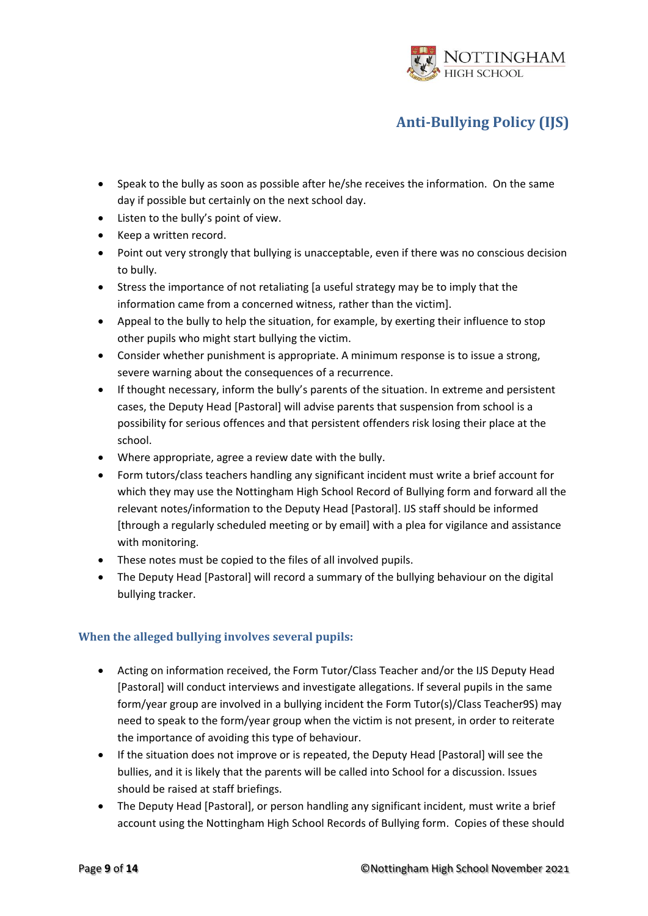- Speak to the bully as soon as possible after he/she receives the information. On the same day if possible but certainly on the next school day.
- Listen to the bully's point of view.
- Keep a written record.
- Point out very strongly that bullying is unacceptable, even if there was no conscious decision to bully.
- Stress the importance of not retaliating [a useful strategy may be to imply that the information came from a concerned witness, rather than the victim].
- Appeal to the bully to help the situation, for example, by exerting their influence to stop other pupils who might start bullying the victim.
- Consider whether punishment is appropriate. A minimum response is to issue a strong, severe warning about the consequences of a recurrence.
- If thought necessary, inform the bully's parents of the situation. In extreme and persistent cases, the Deputy Head [Pastoral] will advise parents that suspension from school is a possibility for serious offences and that persistent offenders risk losing their place at the school.
- Where appropriate, agree a review date with the bully.
- Form tutors/class teachers handling any significant incident must write a brief account for which they may use the Nottingham High School Record of Bullying form and forward all the relevant notes/information to the Deputy Head [Pastoral]. IJS staff should be informed [through a regularly scheduled meeting or by email] with a plea for vigilance and assistance with monitoring.
- These notes must be copied to the files of all involved pupils.
- The Deputy Head [Pastoral] will record a summary of the bullying behaviour on the digital bullying tracker.

### When the alleged bullying involves several pupils:

- Acting on information received, the Form Tutor/Class Teacher and/or the IJS Deputy Head [Pastoral] will conduct interviews and investigate allegations. If several pupils in the same form/year group are involved in a bullying incident the Form Tutor(s)/Class Teacher9S) may need to speak to the form/year group when the victim is not present, in order to reiterate the importance of avoiding this type of behaviour.
- If the situation does not improve or is repeated, the Deputy Head [Pastoral] will see the bullies, and it is likely that the parents will be called into School for a discussion. Issues should be raised at staff briefings.
- The Deputy Head [Pastoral], or person handling any significant incident, must write a brief account using the Nottingham High School Records of Bullying form. Copies of these should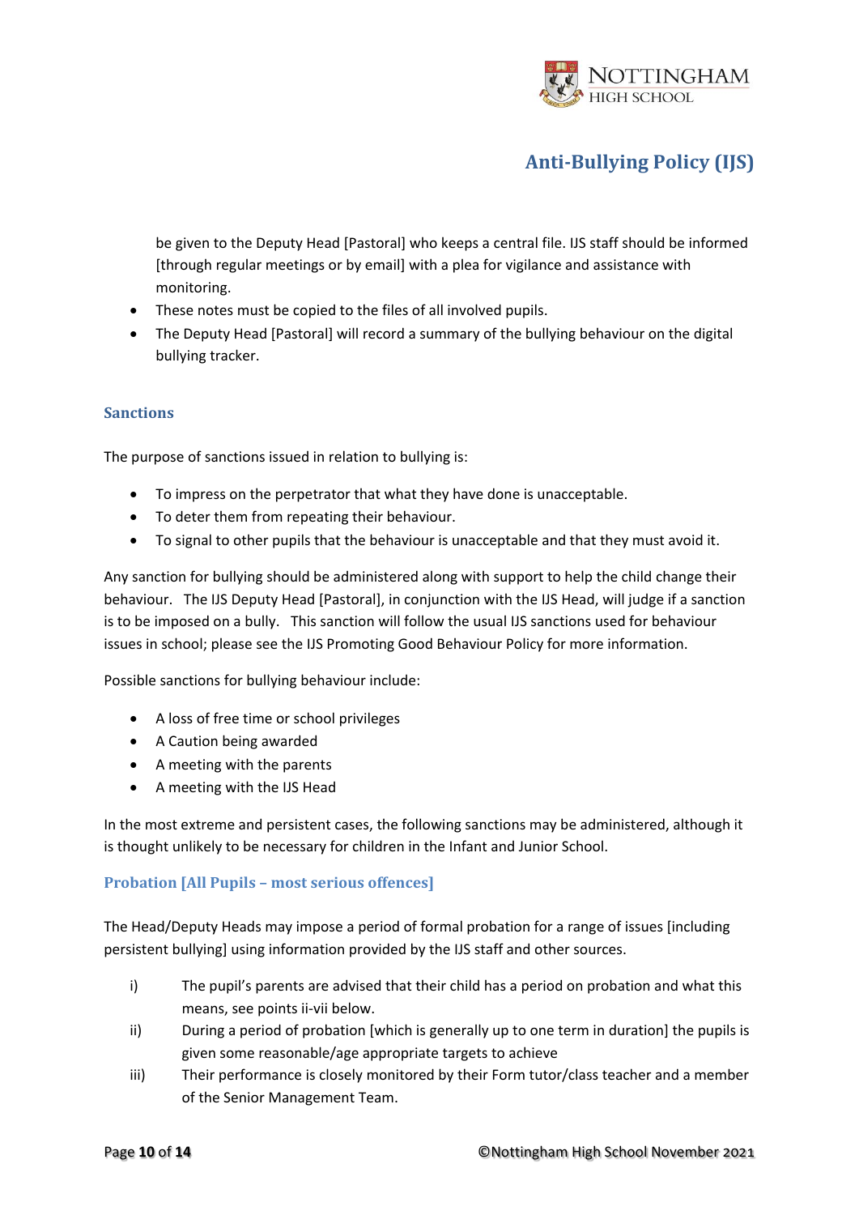be given to the Deputy Head [Pastoral] who keeps a central file. IJS staff should be informed [through regular meetings or by email] with a plea for vigilance and assistance with monitoring.

- These notes must be copied to the files of all involved pupils.
- The Deputy Head [Pastoral] will record a summary of the bullying behaviour on the digital bullying tracker.

### Sanctions

The purpose of sanctions issued in relation to bullying is:

- To impress on the perpetrator that what they have done is unacceptable.
- To deter them from repeating their behaviour.
- To signal to other pupils that the behaviour is unacceptable and that they must avoid it.

Any sanction for bullying should be administered along with support to help the child change their behaviour. The IJS Deputy Head [Pastoral], in conjunction with the IJS Head, will judge if a sanction is to be imposed on a bully. This sanction will follow the usual IJS sanctions used for behaviour issues in school; please see the IJS Promoting Good Behaviour Policy for more information.

Possible sanctions for bullying behaviour include:

- A loss of free time or school privileges
- A Caution being awarded
- A meeting with the parents
- A meeting with the IJS Head

In the most extreme and persistent cases, the following sanctions may be administered, although it is thought unlikely to be necessary for children in the Infant and Junior School.

#### Probation [All Pupils – most serious offences]

The Head/Deputy Heads may impose a period of formal probation for a range of issues [including persistent bullying] using information provided by the IJS staff and other sources.

i) The pupil's parents are advised that their child has a period on probation and what this means, see points ii-vii below.

ii) During a period of probation [which is generally up to one term in duration] the pupils is given some reasonable/age appropriate targets to achieve

iii) Their performance is closely monitored by their Form tutor/class teacher and a member of the Senior Management Team.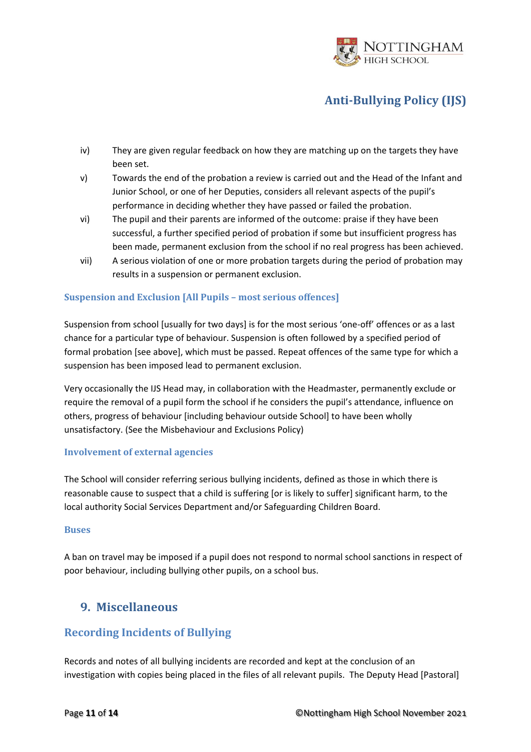iv) They are given regular feedback on how they are matching up on the targets they have been set.

v) Towards the end of the probation a review is carried out and the Head of the Infant and Junior School, or one of her Deputies, considers all relevant aspects of the pupil's performance in deciding whether they have passed or failed the probation.

vi) The pupil and their parents are informed of the outcome: praise if they have been successful, a further specified period of probation if some but insufficient progress has been made, permanent exclusion from the school if no real progress has been achieved.

vii) A serious violation of one or more probation targets during the period of probation may results in a suspension or permanent exclusion.

### Suspension and Exclusion [All Pupils – most serious offences]

Suspension from school [usually for two days] is for the most serious 'one-off' offences or as a last chance for a particular type of behaviour. Suspension is often followed by a specified period of formal probation [see above], which must be passed. Repeat offences of the same type for which a suspension has been imposed lead to permanent exclusion.

Very occasionally the IJS Head may, in collaboration with the Headmaster, permanently exclude or require the removal of a pupil form the school if he considers the pupil's attendance, influence on others, progress of behaviour [including behaviour outside School] to have been wholly unsatisfactory. (See the Misbehaviour and Exclusions Policy)

### Involvement of external agencies

The School will consider referring serious bullying incidents, defined as those in which there is reasonable cause to suspect that a child is suffering [or is likely to suffer] significant harm, to the local authority Social Services Department and/or Safeguarding Children Board.

### Buses

A ban on travel may be imposed if a pupil does not respond to normal school sanctions in respect of poor behaviour, including bullying other pupils, on a school bus.

## 9. Miscellaneous

### Recording Incidents of Bullying

Records and notes of all bullying incidents are recorded and kept at the conclusion of an investigation with copies being placed in the files of all relevant pupils. The Deputy Head [Pastoral]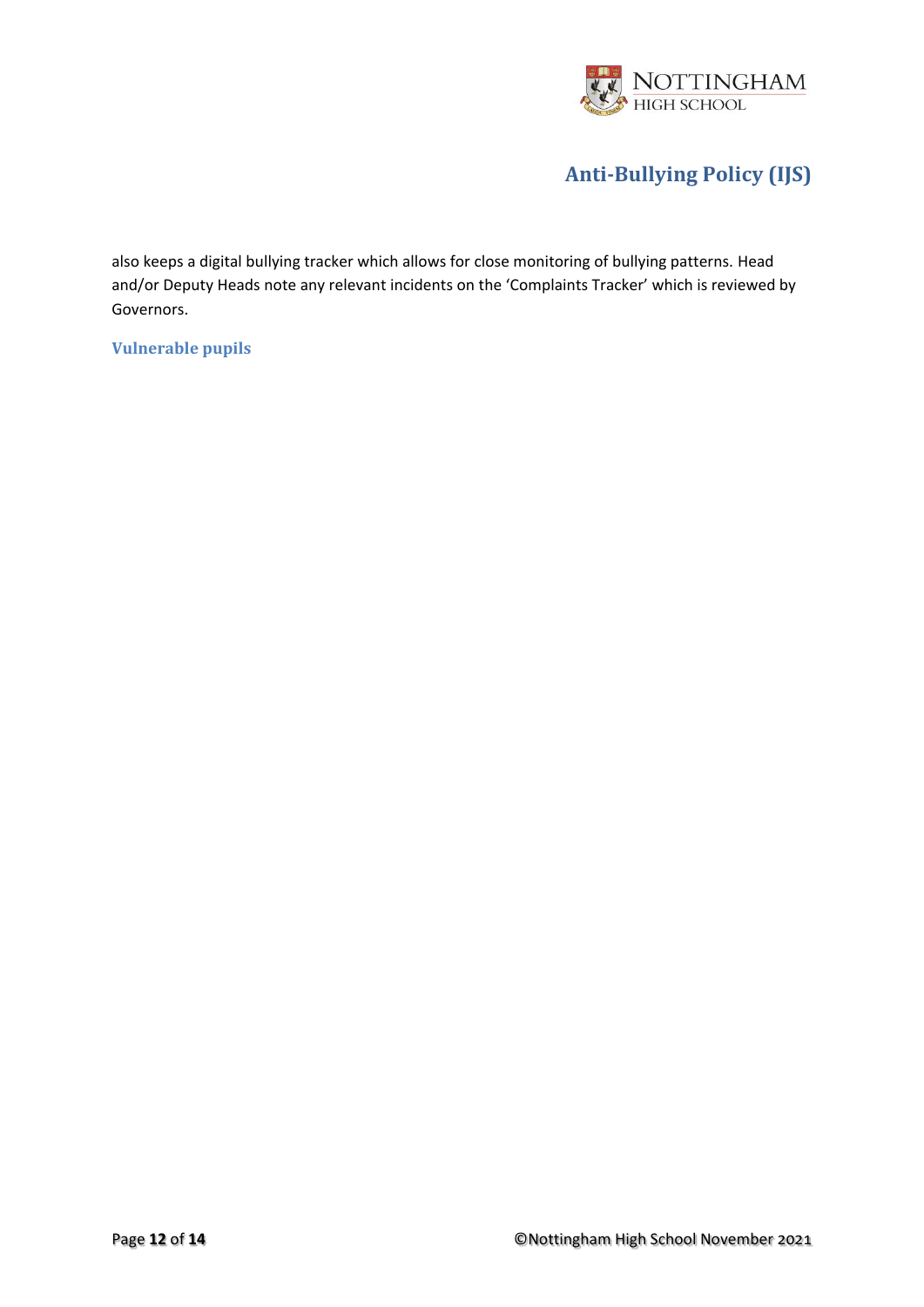also keeps a digital bullying tracker which allows for close monitoring of bullying patterns. Head and/or Deputy Heads note any relevant incidents on the 'Complaints Tracker' which is reviewed by Governors.

### Vulnerable pupils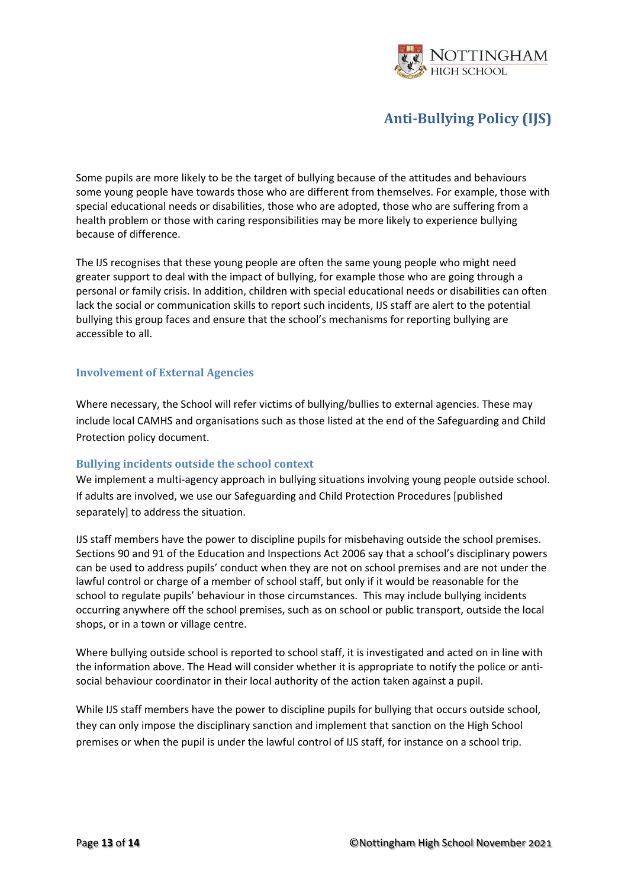Some pupils are more likely to be the target of bullying because of the attitudes and behaviours some young people have towards those who are different from themselves. For example, those with special educational needs or disabilities, those who are adopted, those who are suffering from a health problem or those with caring responsibilities may be more likely to experience bullying because of difference.

The IJS recognises that these young people are often the same young people who might need greater support to deal with the impact of bullying, for example those who are going through a personal or family crisis. In addition, children with special educational needs or disabilities can often lack the social or communication skills to report such incidents, IJS staff are alert to the potential bullying this group faces and ensure that the school's mechanisms for reporting bullying are accessible to all.

## Involvement of External Agencies

Where necessary, the School will refer victims of bullying/bullies to external agencies. These may include local CAMHS and organisations such as those listed at the end of the Safeguarding and Child Protection policy document.

## Bullying incidents outside the school context

We implement a multi-agency approach in bullying situations involving young people outside school. If adults are involved, we use our Safeguarding and Child Protection Procedures [published separately] to address the situation.

IJS staff members have the power to discipline pupils for misbehaving outside the school premises. Sections 90 and 91 of the Education and Inspections Act 2006 say that a school's disciplinary powers can be used to address pupils' conduct when they are not on school premises and are not under the lawful control or charge of a member of school staff, but only if it would be reasonable for the school to regulate pupils' behaviour in those circumstances. This may include bullying incidents occurring anywhere off the school premises, such as on school or public transport, outside the local shops, or in a town or village centre.

Where bullying outside school is reported to school staff, it is investigated and acted on in line with the information above. The Head will consider whether it is appropriate to notify the police or anti-social behaviour coordinator in their local authority of the action taken against a pupil.

While IJS staff members have the power to discipline pupils for bullying that occurs outside school, they can only impose the disciplinary sanction and implement that sanction on the High School premises or when the pupil is under the lawful control of IJS staff, for instance on a school trip.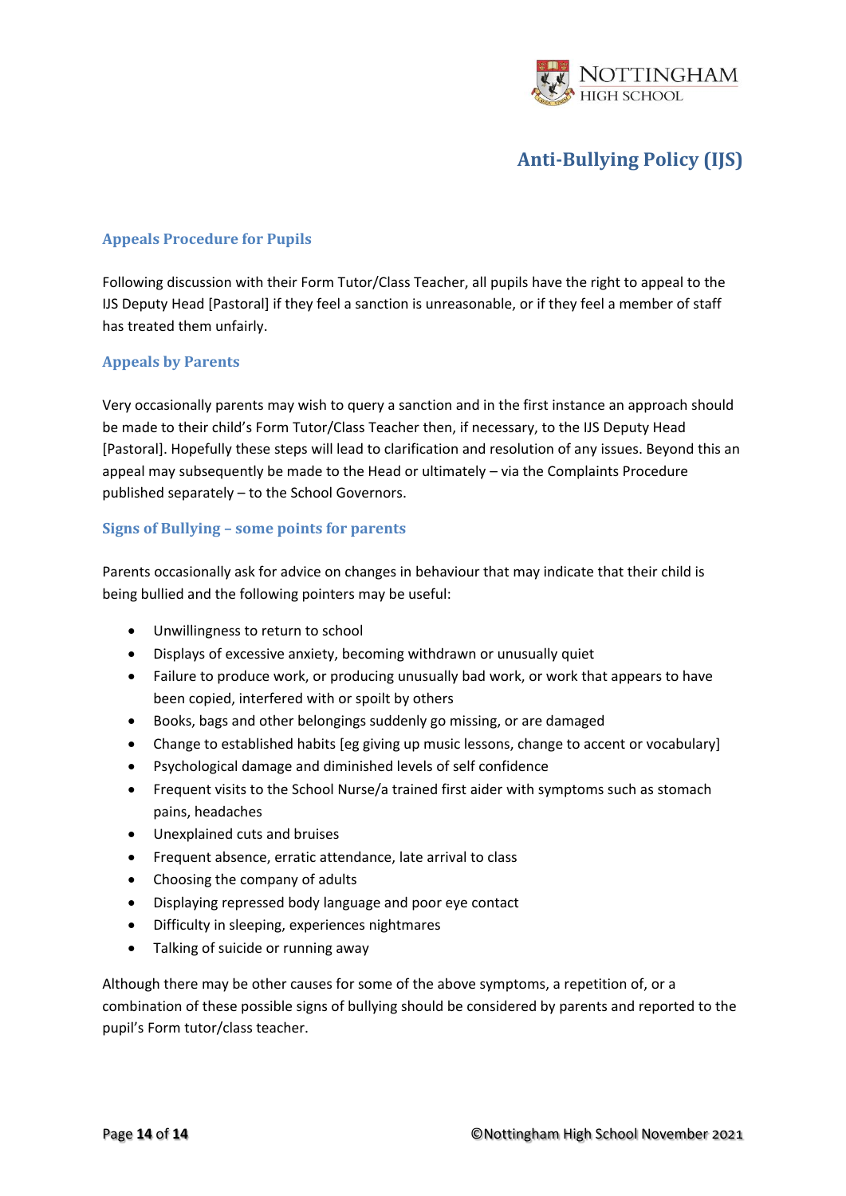## Appeals Procedure for Pupils

Following discussion with their Form Tutor/Class Teacher, all pupils have the right to appeal to the IJS Deputy Head [Pastoral] if they feel a sanction is unreasonable, or if they feel a member of staff has treated them unfairly.

## Appeals by Parents

Very occasionally parents may wish to query a sanction and in the first instance an approach should be made to their child's Form Tutor/Class Teacher then, if necessary, to the IJS Deputy Head [Pastoral]. Hopefully these steps will lead to clarification and resolution of any issues. Beyond this an appeal may subsequently be made to the Head or ultimately – via the Complaints Procedure published separately – to the School Governors.

## Signs of Bullying – some points for parents

Parents occasionally ask for advice on changes in behaviour that may indicate that their child is being bullied and the following pointers may be useful:

- Unwillingness to return to school
- Displays of excessive anxiety, becoming withdrawn or unusually quiet
- Failure to produce work, or producing unusually bad work, or work that appears to have been copied, interfered with or spoilt by others
- Books, bags and other belongings suddenly go missing, or are damaged
- Change to established habits [eg giving up music lessons, change to accent or vocabulary]
- Psychological damage and diminished levels of self confidence
- Frequent visits to the School Nurse/a trained first aider with symptoms such as stomach pains, headaches
- Unexplained cuts and bruises
- Frequent absence, erratic attendance, late arrival to class
- Choosing the company of adults
- Displaying repressed body language and poor eye contact
- Difficulty in sleeping, experiences nightmares
- Talking of suicide or running away

Although there may be other causes for some of the above symptoms, a repetition of, or a combination of these possible signs of bullying should be considered by parents and reported to the pupil's Form tutor/class teacher.